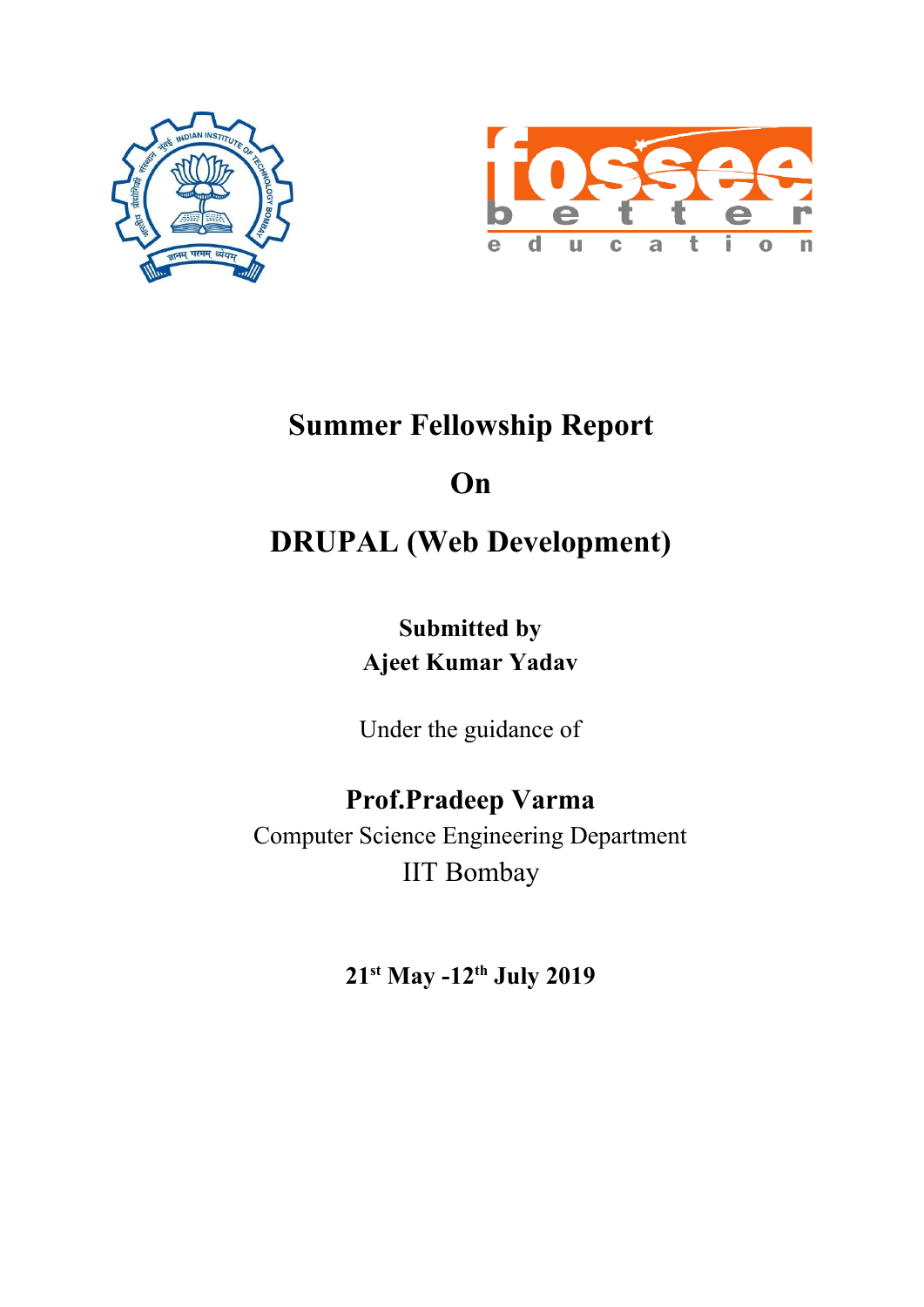# Summary Fellowship Report

# Summer Fellowship Report

## On

## DRUPAL (Web Development)

**Submitted by**
**Ajeet Kumar Yadav**

Under the guidance of

**Prof.Pradeep Varma**
Computer Science Engineering Department
IIT Bombay

**21st May -12th July 2019**

# Summer Fellowship Report

## On

## DRUPAL (Web Development)

**Submitted by**
**Ajeet Kumar Yadav**

Under the guidance of

**Prof.Pradeep Varma**
Computer Science Engineering Department
IIT Bombay

**21st May -12th July 2019**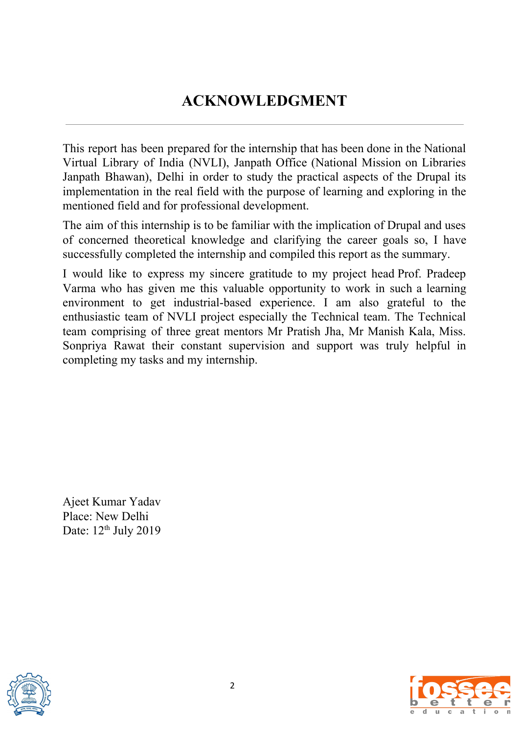# ACKNOWLEDGMENT

---

This report has been prepared for the internship that has been done in the National Virtual Library of India (NVLI), Janpath Office (National Mission on Libraries Janpath Bhawan), Delhi in order to study the practical aspects of the Drupal its implementation in the real field with the purpose of learning and exploring in the mentioned field and for professional development.

The aim of this internship is to be familiar with the implication of Drupal and uses of concerned theoretical knowledge and clarifying the career goals so, I have successfully completed the internship and compiled this report as the summary.

I would like to express my sincere gratitude to my project head Prof. Pradeep Varma who has given me this valuable opportunity to work in such a learning environment to get industrial-based experience. I am also grateful to the enthusiastic team of NVLI project especially the Technical team. The Technical team comprising of three great mentors Mr Pratish Jha, Mr Manish Kala, Miss. Sonpriya Rawat their constant supervision and support was truly helpful in completing my tasks and my internship.

Ajeet Kumar Yadav
Place: New Delhi
Date: 12th July 2019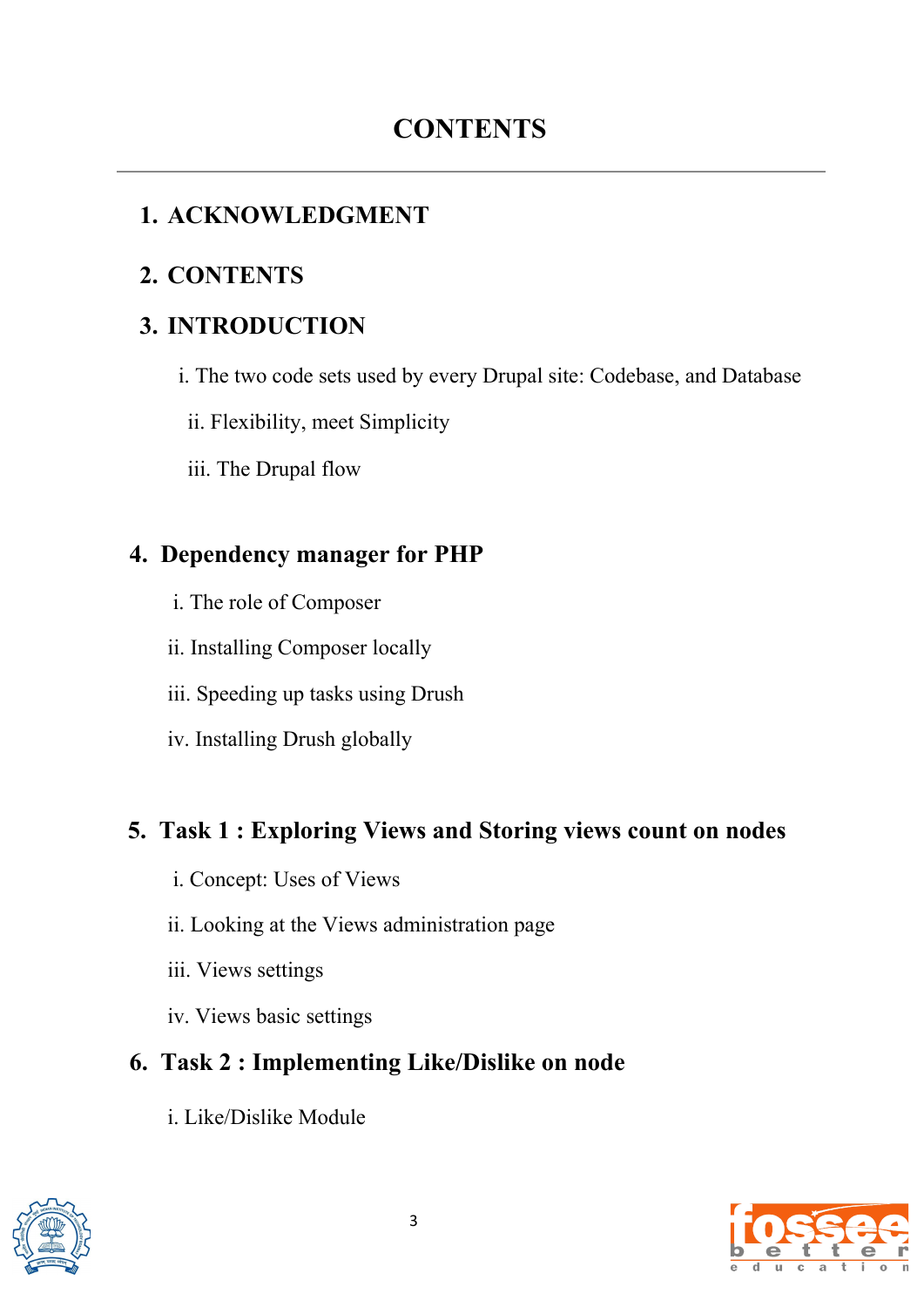# CONTENTS

1. **ACKNOWLEDGMENT**

2. **CONTENTS**

3. **INTRODUCTION**

   i. The two code sets used by every Drupal site: Codebase, and Database

   ii. Flexibility, meet Simplicity

   iii. The Drupal flow

4. **Dependency manager for PHP**

   i. The role of Composer

   ii. Installing Composer locally

   iii. Speeding up tasks using Drush

   iv. Installing Drush globally

5. **Task 1 : Exploring Views and Storing views count on nodes**

   i. Concept: Uses of Views

   ii. Looking at the Views administration page

   iii. Views settings

   iv. Views basic settings

6. **Task 2 : Implementing Like/Dislike on node**

   i. Like/Dislike Module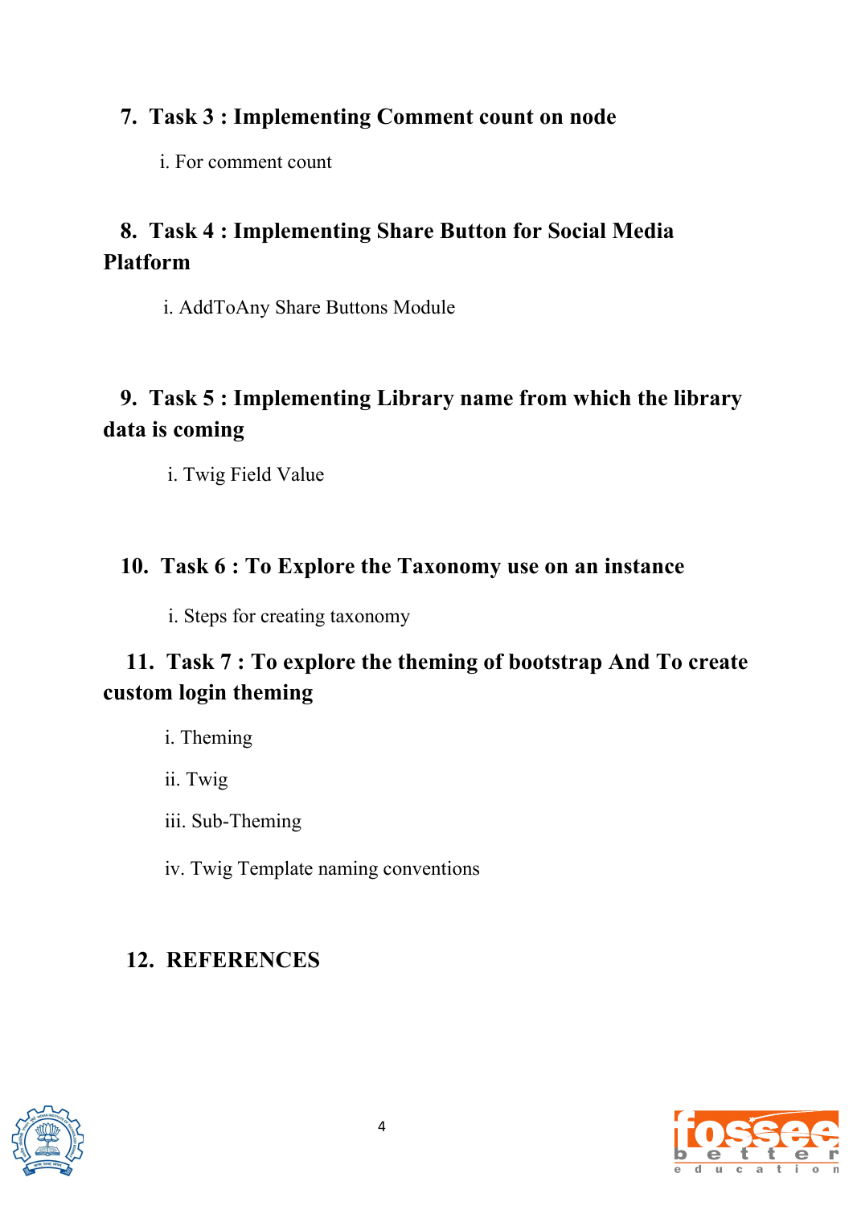7. **Task 3 : Implementing Comment count on node**

    i. For comment count

8. **Task 4 : Implementing Share Button for Social Media Platform**

    i. AddToAny Share Buttons Module

9. **Task 5 : Implementing Library name from which the library data is coming**

    i. Twig Field Value

10. **Task 6 : To Explore the Taxonomy use on an instance**

    i. Steps for creating taxonomy

11. **Task 7 : To explore the theming of bootstrap And To create custom login theming**

    i. Theming

    ii. Twig

    iii. Sub-Theming

    iv. Twig Template naming conventions

12. **REFERENCES**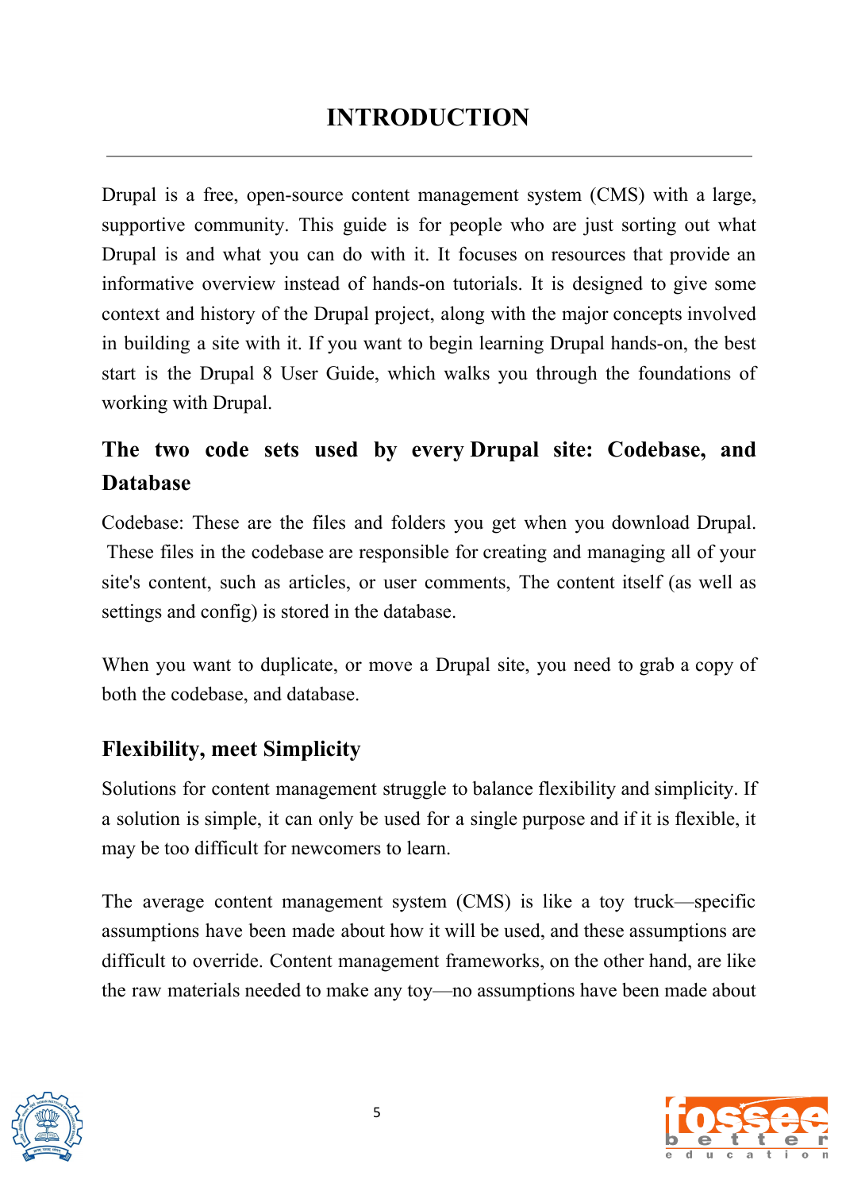# INTRODUCTION

Drupal is a free, open-source content management system (CMS) with a large, supportive community. This guide is for people who are just sorting out what Drupal is and what you can do with it. It focuses on resources that provide an informative overview instead of hands-on tutorials. It is designed to give some context and history of the Drupal project, along with the major concepts involved in building a site with it. If you want to begin learning Drupal hands-on, the best start is the Drupal 8 User Guide, which walks you through the foundations of working with Drupal.

## The two code sets used by every Drupal site: Codebase, and Database

Codebase: These are the files and folders you get when you download Drupal. These files in the codebase are responsible for creating and managing all of your site's content, such as articles, or user comments, The content itself (as well as settings and config) is stored in the database.

When you want to duplicate, or move a Drupal site, you need to grab a copy of both the codebase, and database.

## Flexibility, meet Simplicity

Solutions for content management struggle to balance flexibility and simplicity. If a solution is simple, it can only be used for a single purpose and if it is flexible, it may be too difficult for newcomers to learn.

The average content management system (CMS) is like a toy truck—specific assumptions have been made about how it will be used, and these assumptions are difficult to override. Content management frameworks, on the other hand, are like the raw materials needed to make any toy—no assumptions have been made about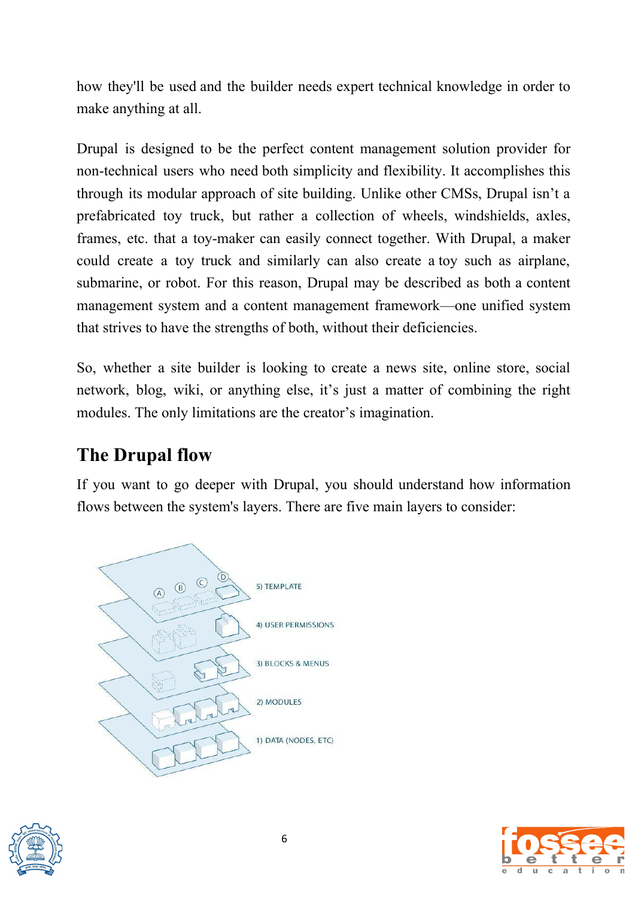how they'll be used and the builder needs expert technical knowledge in order to make anything at all.

Drupal is designed to be the perfect content management solution provider for non-technical users who need both simplicity and flexibility. It accomplishes this through its modular approach of site building. Unlike other CMSs, Drupal isn't a prefabricated toy truck, but rather a collection of wheels, windshields, axles, frames, etc. that a toy-maker can easily connect together. With Drupal, a maker could create a toy truck and similarly can also create a toy such as airplane, submarine, or robot. For this reason, Drupal may be described as both a content management system and a content management framework—one unified system that strives to have the strengths of both, without their deficiencies.

So, whether a site builder is looking to create a news site, online store, social network, blog, wiki, or anything else, it's just a matter of combining the right modules. The only limitations are the creator's imagination.

## The Drupal flow

If you want to go deeper with Drupal, you should understand how information flows between the system's layers. There are five main layers to consider:

5) TEMPLATE

4) USER PERMISSIONS

3) BLOCKS & MENUS

2) MODULES

1) DATA (NODES, ETC)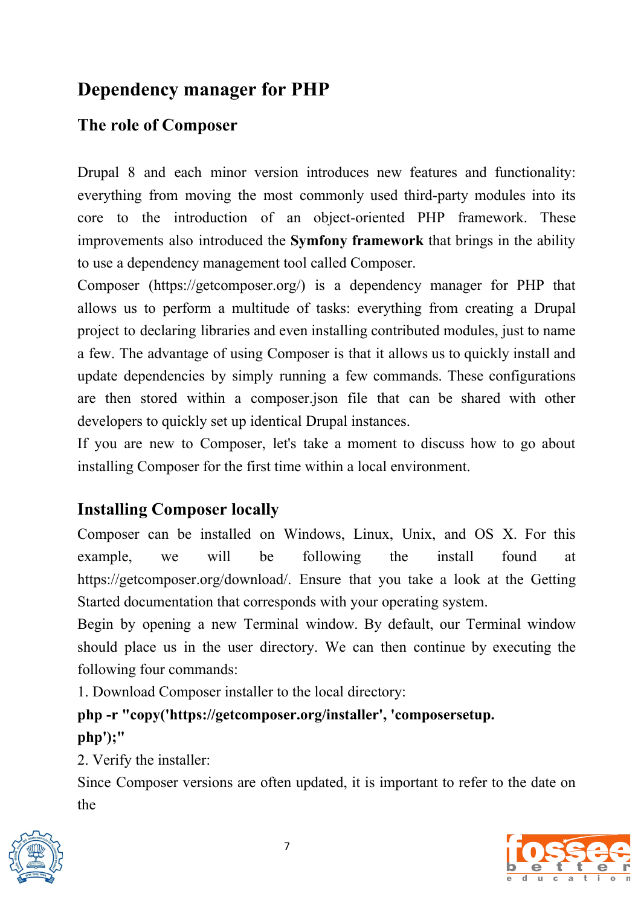# Dependency manager for PHP

## The role of Composer

Drupal 8 and each minor version introduces new features and functionality: everything from moving the most commonly used third-party modules into its core to the introduction of an object-oriented PHP framework. These improvements also introduced the **Symfony framework** that brings in the ability to use a dependency management tool called Composer.

Composer (https://getcomposer.org/) is a dependency manager for PHP that allows us to perform a multitude of tasks: everything from creating a Drupal project to declaring libraries and even installing contributed modules, just to name a few. The advantage of using Composer is that it allows us to quickly install and update dependencies by simply running a few commands. These configurations are then stored within a composer.json file that can be shared with other developers to quickly set up identical Drupal instances.

If you are new to Composer, let's take a moment to discuss how to go about installing Composer for the first time within a local environment.

## Installing Composer locally

Composer can be installed on Windows, Linux, Unix, and OS X. For this example, we will be following the install found at https://getcomposer.org/download/. Ensure that you take a look at the Getting Started documentation that corresponds with your operating system.

Begin by opening a new Terminal window. By default, our Terminal window should place us in the user directory. We can then continue by executing the following four commands:

1. Download Composer installer to the local directory:

**php -r "copy('https://getcomposer.org/installer', 'composersetup.php');"**

2. Verify the installer:

Since Composer versions are often updated, it is important to refer to the date on the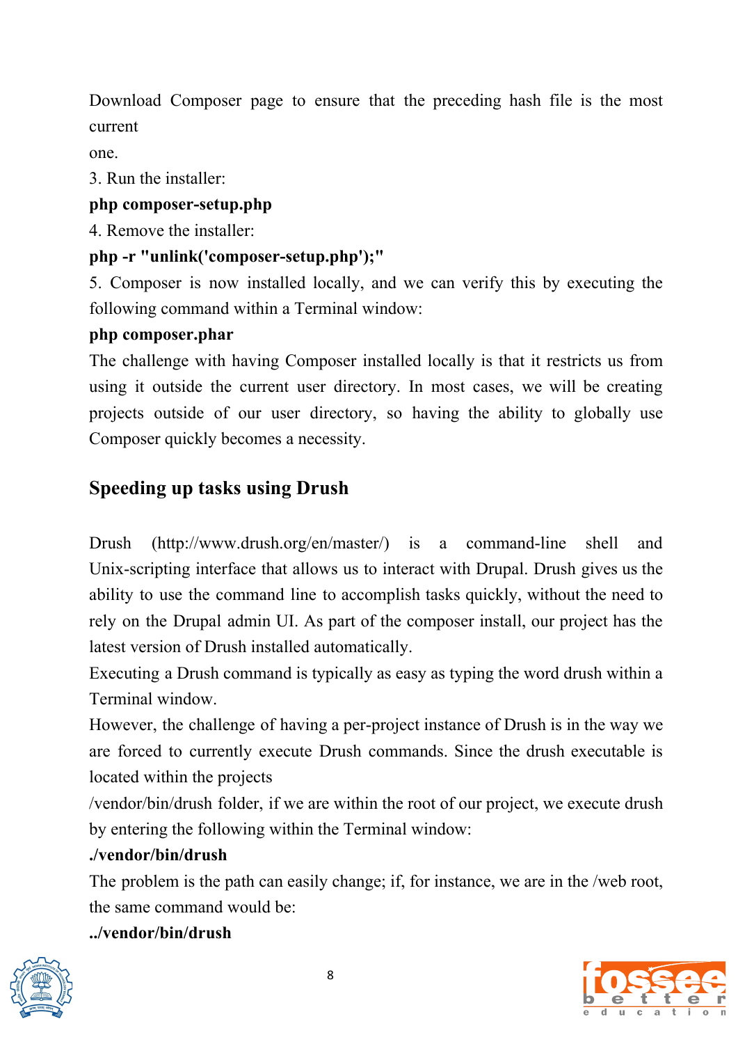Download Composer page to ensure that the preceding hash file is the most current
one.

3. Run the installer:

**php composer-setup.php**

4. Remove the installer:

**php -r "unlink('composer-setup.php');"**

5. Composer is now installed locally, and we can verify this by executing the following command within a Terminal window:

**php composer.phar**

The challenge with having Composer installed locally is that it restricts us from using it outside the current user directory. In most cases, we will be creating projects outside of our user directory, so having the ability to globally use Composer quickly becomes a necessity.

## Speeding up tasks using Drush

Drush (http://www.drush.org/en/master/) is a command-line shell and Unix-scripting interface that allows us to interact with Drupal. Drush gives us the ability to use the command line to accomplish tasks quickly, without the need to rely on the Drupal admin UI. As part of the composer install, our project has the latest version of Drush installed automatically.

Executing a Drush command is typically as easy as typing the word drush within a Terminal window.

However, the challenge of having a per-project instance of Drush is in the way we are forced to currently execute Drush commands. Since the drush executable is located within the projects
/vendor/bin/drush folder, if we are within the root of our project, we execute drush by entering the following within the Terminal window:

**./vendor/bin/drush**

The problem is the path can easily change; if, for instance, we are in the /web root, the same command would be:

**../vendor/bin/drush**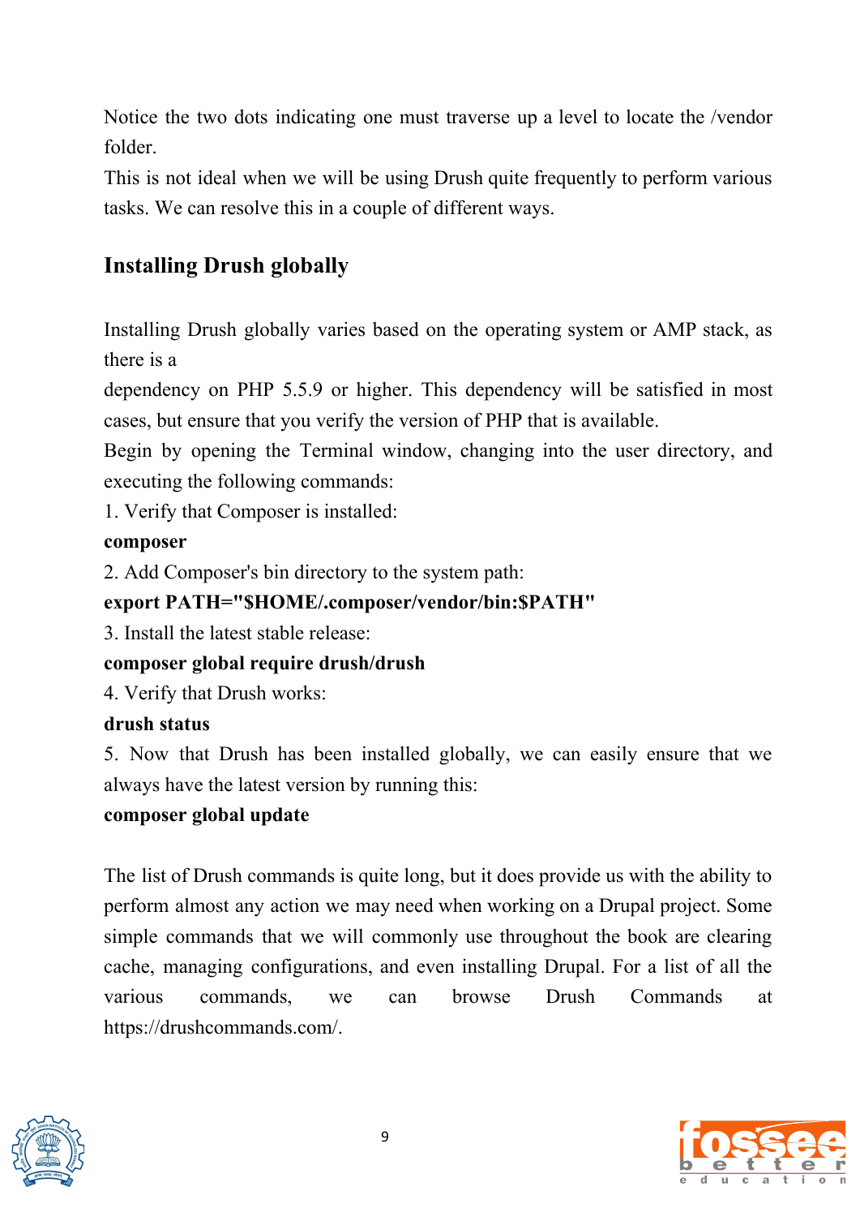Notice the two dots indicating one must traverse up a level to locate the /vendor folder.

This is not ideal when we will be using Drush quite frequently to perform various tasks. We can resolve this in a couple of different ways.

## Installing Drush globally

Installing Drush globally varies based on the operating system or AMP stack, as there is a dependency on PHP 5.5.9 or higher. This dependency will be satisfied in most cases, but ensure that you verify the version of PHP that is available.

Begin by opening the Terminal window, changing into the user directory, and executing the following commands:

1. Verify that Composer is installed:

**composer**

2. Add Composer's bin directory to the system path:

**export PATH="$HOME/.composer/vendor/bin:$PATH"**

3. Install the latest stable release:

**composer global require drush/drush**

4. Verify that Drush works:

**drush status**

5. Now that Drush has been installed globally, we can easily ensure that we always have the latest version by running this:

**composer global update**

The list of Drush commands is quite long, but it does provide us with the ability to perform almost any action we may need when working on a Drupal project. Some simple commands that we will commonly use throughout the book are clearing cache, managing configurations, and even installing Drupal. For a list of all the various commands, we can browse Drush Commands at https://drushcommands.com/.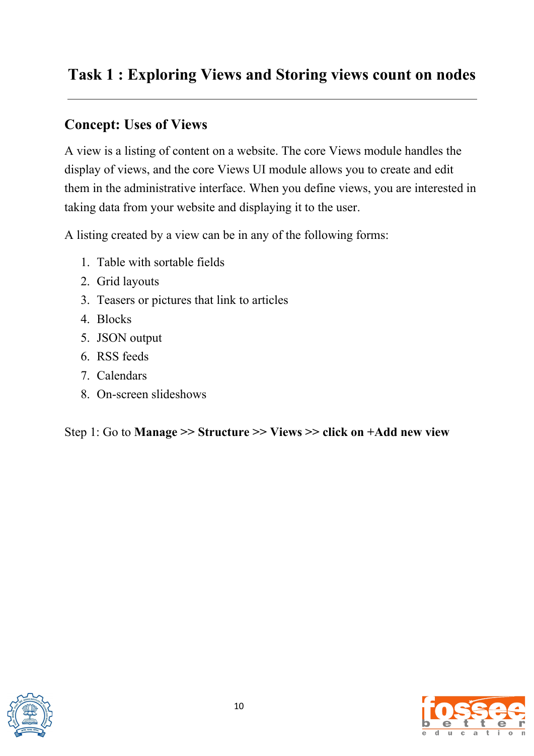# Task 1 : Exploring Views and Storing views count on nodes

---

## Concept: Uses of Views

A view is a listing of content on a website. The core Views module handles the display of views, and the core Views UI module allows you to create and edit them in the administrative interface. When you define views, you are interested in taking data from your website and displaying it to the user.

A listing created by a view can be in any of the following forms:

1. Table with sortable fields
2. Grid layouts
3. Teasers or pictures that link to articles
4. Blocks
5. JSON output
6. RSS feeds
7. Calendars
8. On-screen slideshows

Step 1: Go to **Manage >> Structure >> Views >> click on +Add new view**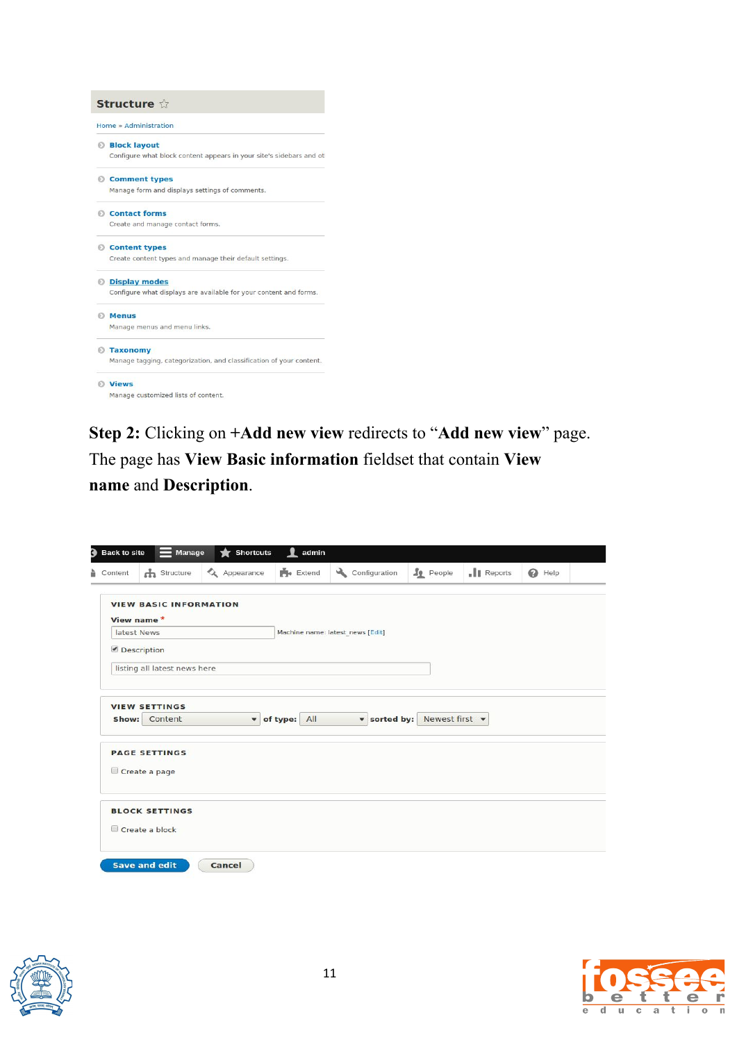**Step 2:** Clicking on **+Add new view** redirects to "**Add new view**" page. The page has **View Basic information** fieldset that contain **View name** and **Description**.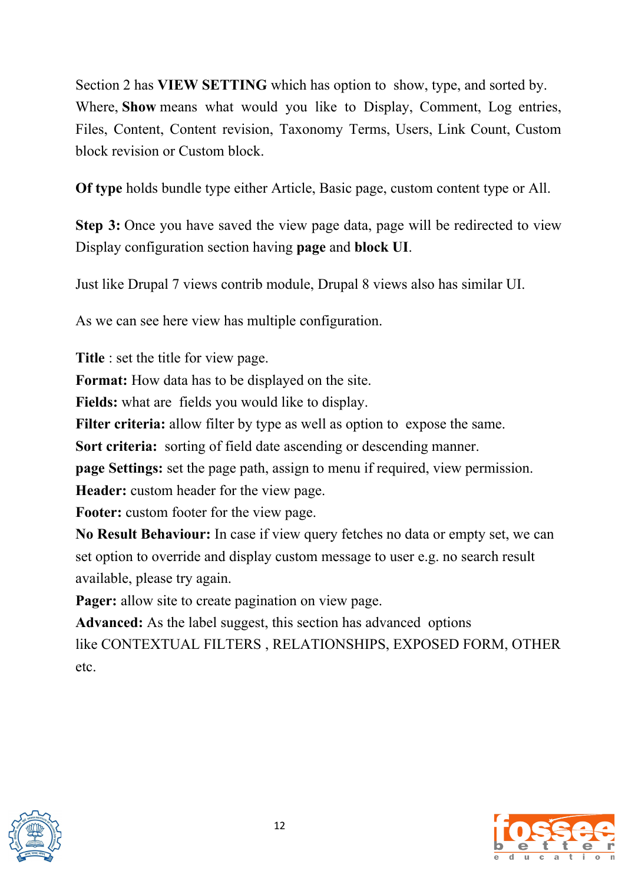Section 2 has **VIEW SETTING** which has option to show, type, and sorted by. Where, **Show** means what would you like to Display, Comment, Log entries, Files, Content, Content revision, Taxonomy Terms, Users, Link Count, Custom block revision or Custom block.

**Of type** holds bundle type either Article, Basic page, custom content type or All.

**Step 3:** Once you have saved the view page data, page will be redirected to view Display configuration section having **page** and **block UI**.

Just like Drupal 7 views contrib module, Drupal 8 views also has similar UI.

As we can see here view has multiple configuration.

**Title** : set the title for view page.
**Format:** How data has to be displayed on the site.
**Fields:** what are fields you would like to display.
**Filter criteria:** allow filter by type as well as option to expose the same.
**Sort criteria:** sorting of field date ascending or descending manner.
**page Settings:** set the page path, assign to menu if required, view permission.
**Header:** custom header for the view page.
**Footer:** custom footer for the view page.
**No Result Behaviour:** In case if view query fetches no data or empty set, we can set option to override and display custom message to user e.g. no search result available, please try again.
**Pager:** allow site to create pagination on view page.
**Advanced:** As the label suggest, this section has advanced options like CONTEXTUAL FILTERS , RELATIONSHIPS, EXPOSED FORM, OTHER etc.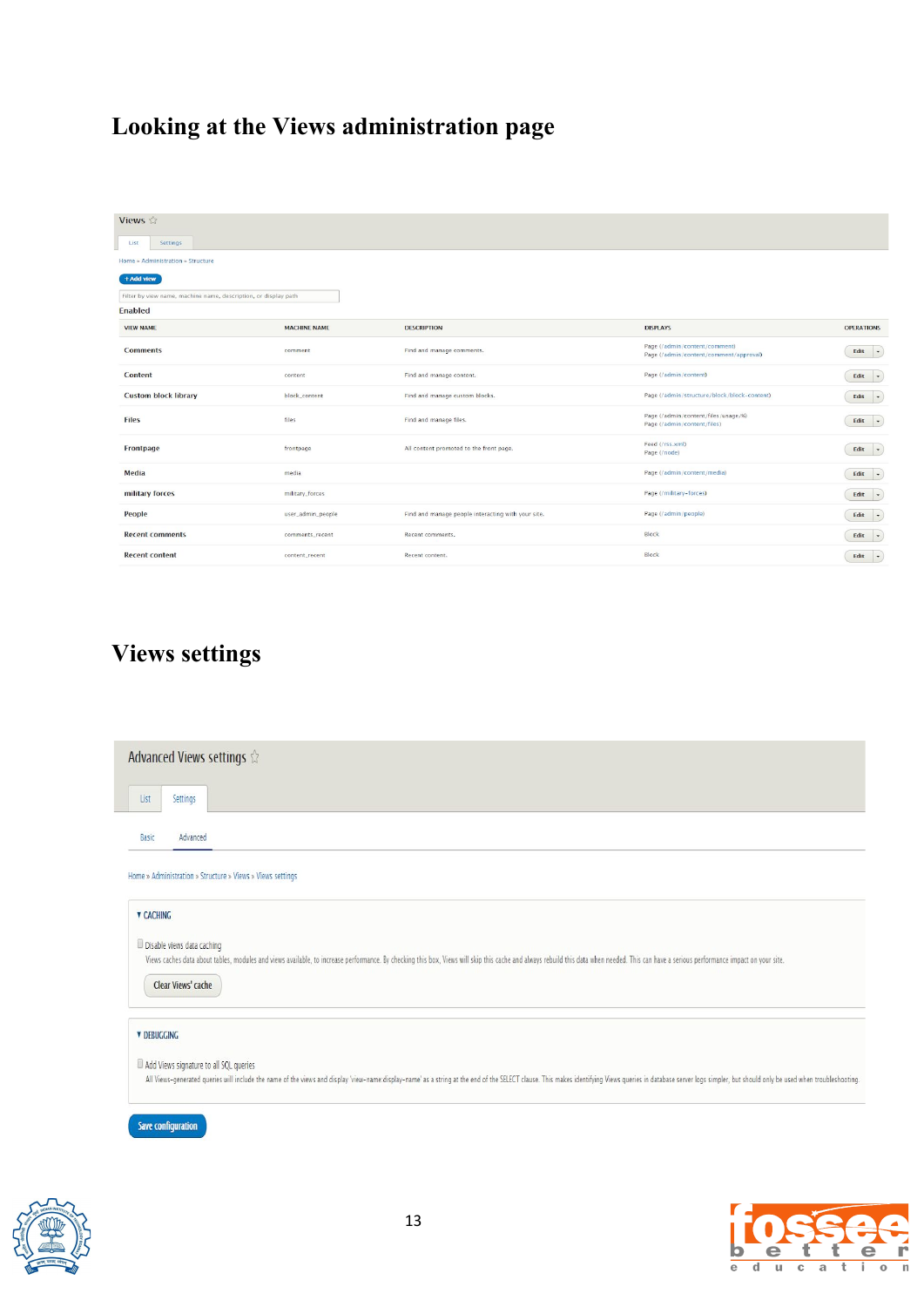# Looking at the Views administration page

Views ☆

List | Settings

Home » Administration » Structure

+ Add view

Filter by view name, machine name, description, or display path

Enabled

| VIEW NAME | MACHINE NAME | DESCRIPTION | DISPLAYS | OPERATIONS |
|---|---|---|---|---|
| Comments | comment | Find and manage comments. | Page (/admin/content/comment) Page (/admin/content/comment/approval) | Edit |
| Content | content | Find and manage content. | Page (/admin/content) | Edit |
| Custom block library | block_content | Find and manage custom blocks. | Page (/admin/structure/block/block-content) | Edit |
| Files | files | Find and manage files. | Page (/admin/content/files/usage/%) Page (/admin/content/files) | Edit |
| Frontpage | frontpage | All content promoted to the front page. | Feed (/rss.xml) Page (/node) | Edit |
| Media | media | | Page (/admin/content/media) | Edit |
| military forces | military_forces | | Page (/military-forces) | Edit |
| People | user_admin_people | Find and manage people interacting with your site. | Page (/admin/people) | Edit |
| Recent comments | comments_recent | Recent comments. | Block | Edit |
| Recent content | content_recent | Recent content. | Block | Edit |

# Views settings

Advanced Views settings ☆

List | Settings

Basic | Advanced

Home » Administration » Structure » Views » Views settings

▾ CACHING

☐ Disable views data caching

Views caches data about tables, modules and views available, to increase performance. By checking this box, Views will skip this cache and always rebuild this data when needed. This can have a serious performance impact on your site.

Clear Views' cache

▾ DEBUGGING

☐ Add Views signature to all SQL queries

All Views-generated queries will include the name of the views and display 'view-name:display-name' as a string at the end of the SELECT clause. This makes identifying Views queries in database server logs simpler, but should only be used when troubleshooting.

Save configuration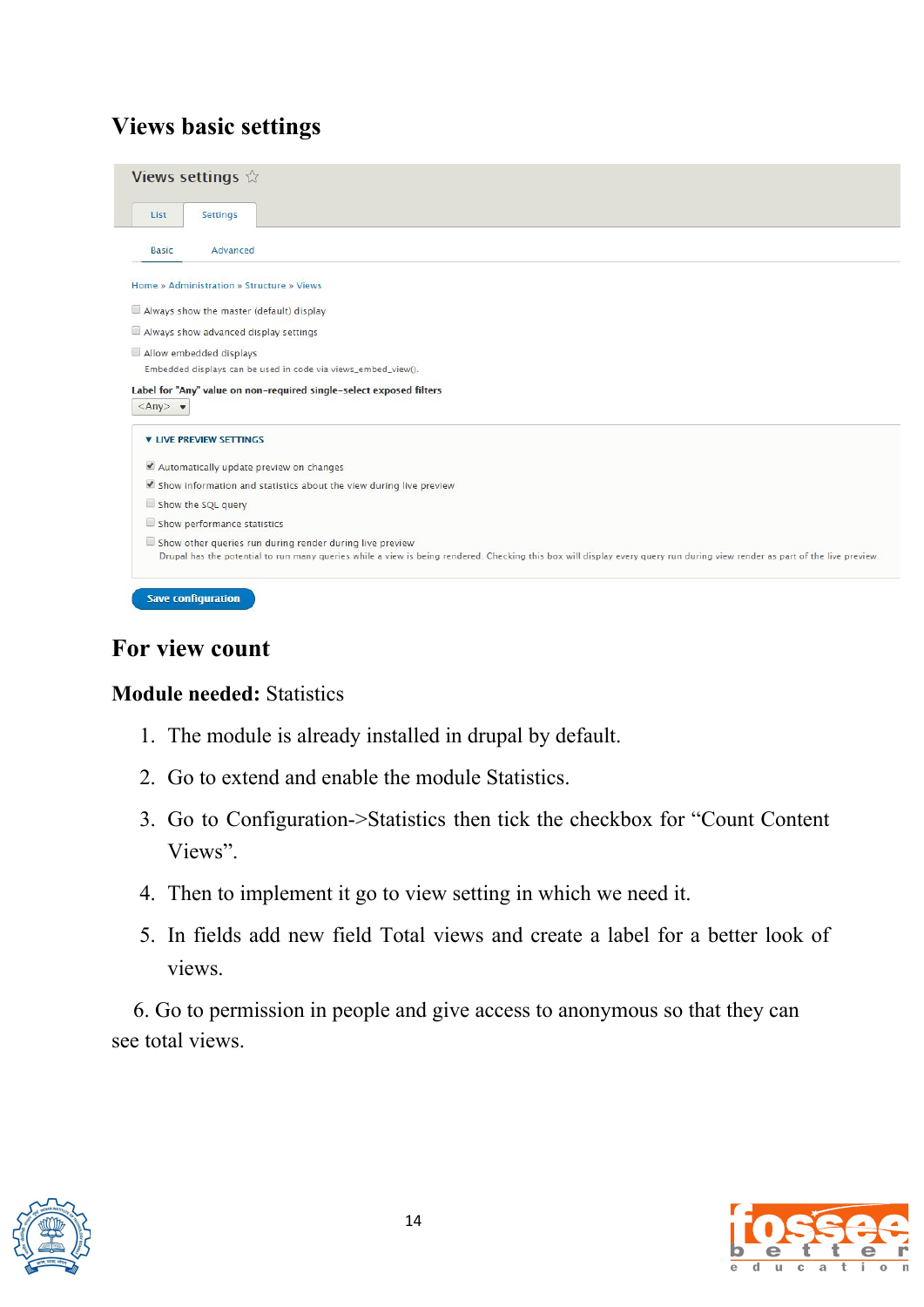## Views basic settings

Views settings ☆

List | Settings

Basic | Advanced

Home » Administration » Structure » Views

☐ Always show the master (default) display

☐ Always show advanced display settings

☐ Allow embedded displays

Embedded displays can be used in code via views_embed_view().

**Label for "Any" value on non-required single-select exposed filters**

<Any>

▼ LIVE PREVIEW SETTINGS

☑ Automatically update preview on changes

☑ Show information and statistics about the view during live preview

☐ Show the SQL query

☐ Show performance statistics

☐ Show other queries run during render during live preview

Drupal has the potential to run many queries while a view is being rendered. Checking this box will display every query run during view render as part of the live preview.

Save configuration

## For view count

**Module needed:** Statistics

1. The module is already installed in drupal by default.
2. Go to extend and enable the module Statistics.
3. Go to Configuration->Statistics then tick the checkbox for "Count Content Views".
4. Then to implement it go to view setting in which we need it.
5. In fields add new field Total views and create a label for a better look of views.

6. Go to permission in people and give access to anonymous so that they can see total views.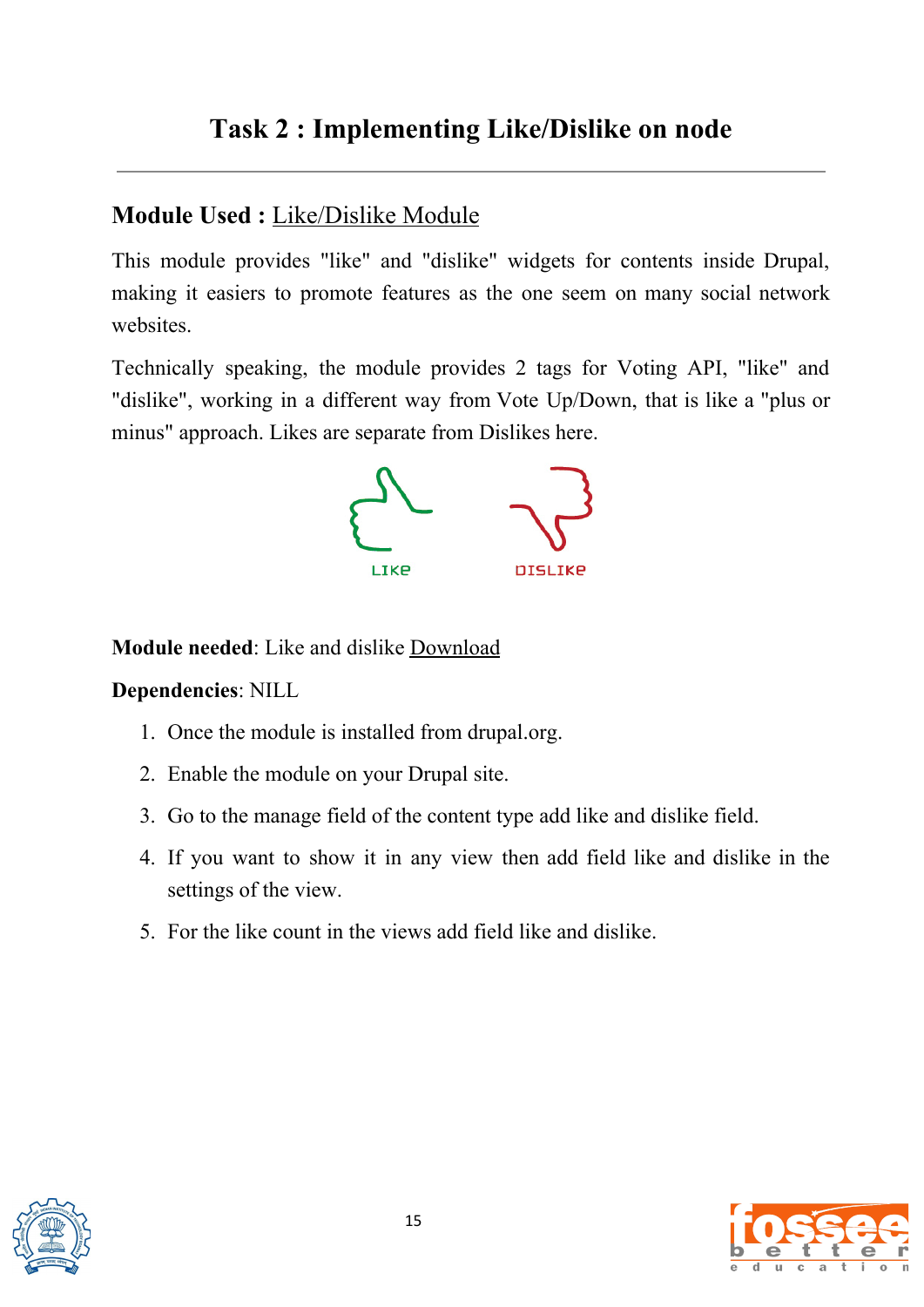# Task 2 : Implementing Like/Dislike on node

---

## Module Used : Like/Dislike Module

This module provides "like" and "dislike" widgets for contents inside Drupal, making it easiers to promote features as the one seem on many social network websites.

Technically speaking, the module provides 2 tags for Voting API, "like" and "dislike", working in a different way from Vote Up/Down, that is like a "plus or minus" approach. Likes are separate from Dislikes here.

**Module needed**: Like and dislike Download

**Dependencies**: NILL

1. Once the module is installed from drupal.org.
2. Enable the module on your Drupal site.
3. Go to the manage field of the content type add like and dislike field.
4. If you want to show it in any view then add field like and dislike in the settings of the view.
5. For the like count in the views add field like and dislike.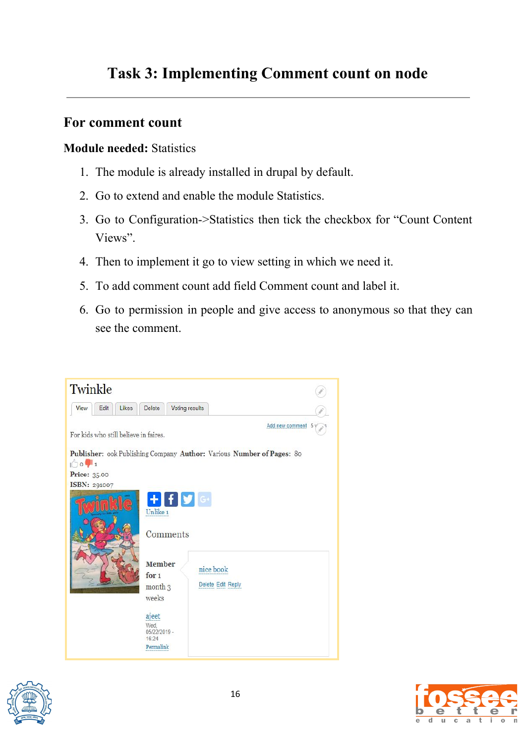# Task 3: Implementing Comment count on node

## For comment count

**Module needed:** Statistics

1. The module is already installed in drupal by default.
2. Go to extend and enable the module Statistics.
3. Go to Configuration->Statistics then tick the checkbox for "Count Content Views".
4. Then to implement it go to view setting in which we need it.
5. To add comment count add field Comment count and label it.
6. Go to permission in people and give access to anonymous so that they can see the comment.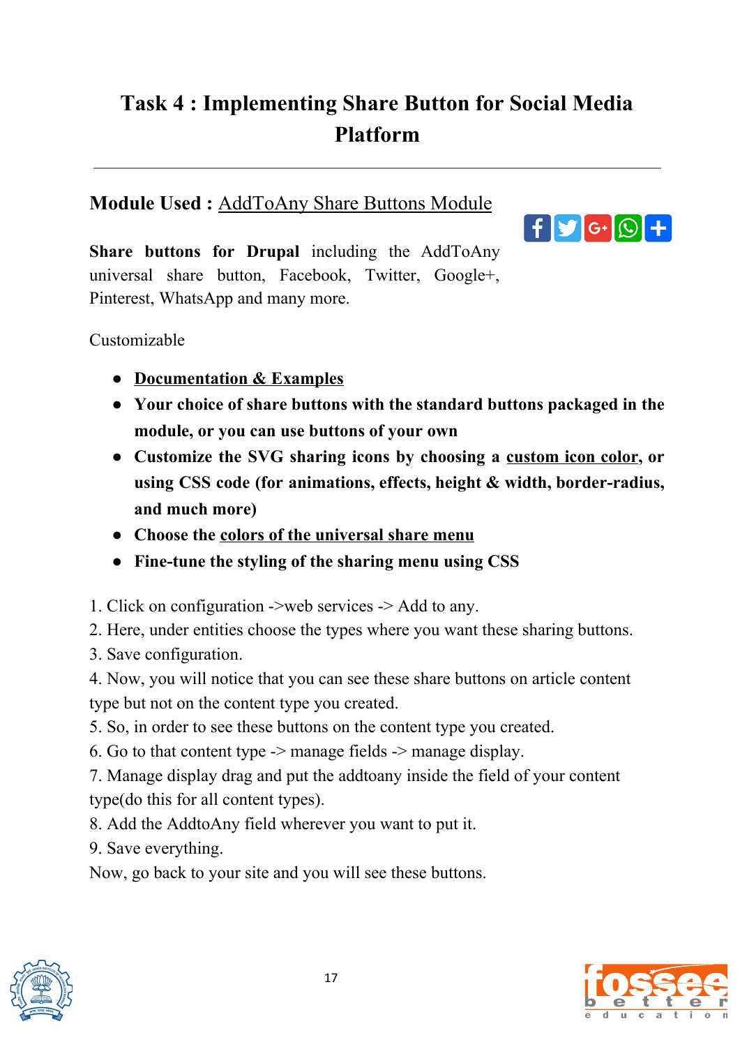# Task 4 : Implementing Share Button for Social Media Platform

**Module Used :** AddToAny Share Buttons Module

**Share buttons for Drupal** including the AddToAny universal share button, Facebook, Twitter, Google+, Pinterest, WhatsApp and many more.

Customizable

- **Documentation & Examples**
- **Your choice of share buttons with the standard buttons packaged in the module, or you can use buttons of your own**
- **Customize the SVG sharing icons by choosing a custom icon color, or using CSS code (for animations, effects, height & width, border-radius, and much more)**
- **Choose the colors of the universal share menu**
- **Fine-tune the styling of the sharing menu using CSS**

1. Click on configuration ->web services -> Add to any.
2. Here, under entities choose the types where you want these sharing buttons.
3. Save configuration.
4. Now, you will notice that you can see these share buttons on article content type but not on the content type you created.
5. So, in order to see these buttons on the content type you created.
6. Go to that content type -> manage fields -> manage display.
7. Manage display drag and put the addtoany inside the field of your content type(do this for all content types).
8. Add the AddtoAny field wherever you want to put it.
9. Save everything.

Now, go back to your site and you will see these buttons.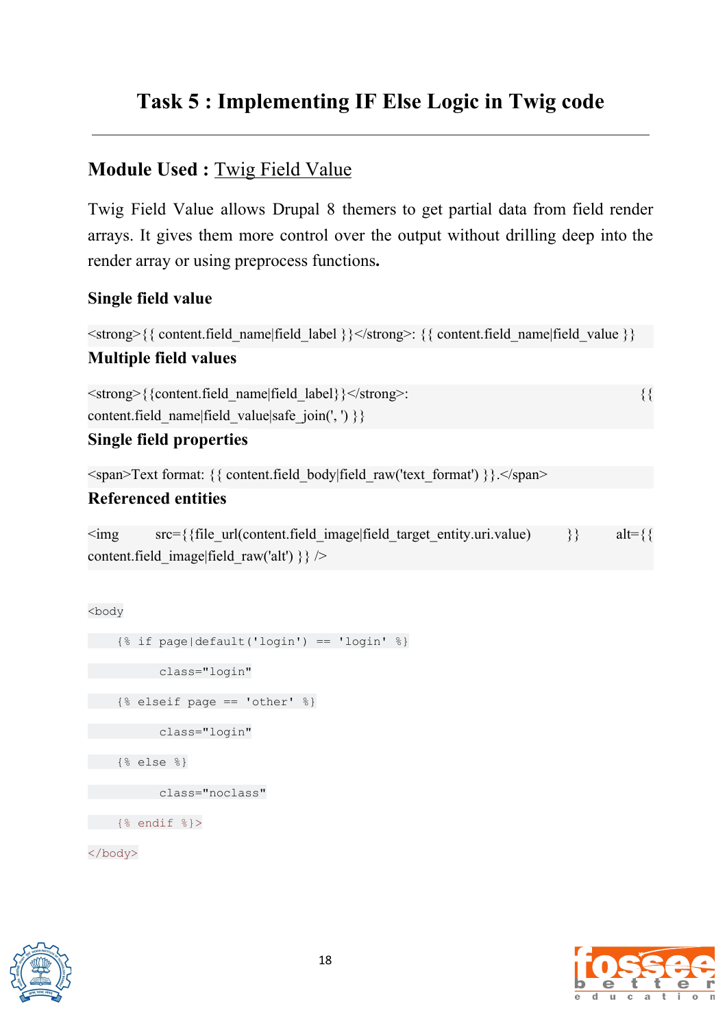# Task 5 : Implementing IF Else Logic in Twig code

---

## Module Used : Twig Field Value

Twig Field Value allows Drupal 8 themers to get partial data from field render arrays. It gives them more control over the output without drilling deep into the render array or using preprocess functions**.**

### Single field value

```
<strong>{{ content.field_name|field_label }}</strong>: {{ content.field_name|field_value }}
```

### Multiple field values

```
<strong>{{content.field_name|field_label}}</strong>: {{ content.field_name|field_value|safe_join(', ') }}
```

### Single field properties

```
<span>Text format: {{ content.field_body|field_raw('text_format') }}.</span>
```

### Referenced entities

```
<img src={{file_url(content.field_image|field_target_entity.uri.value) }} alt={{ content.field_image|field_raw('alt') }} />
```

```
<body
    {% if page|default('login') == 'login' %}
          class="login"
    {% elseif page == 'other' %}
          class="login"
    {% else %}
          class="noclass"
    {% endif %}>
</body>
```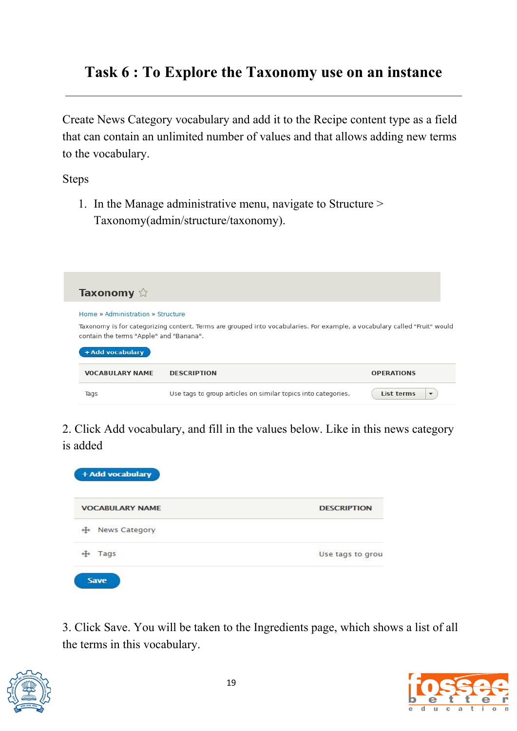# Task 6 : To Explore the Taxonomy use on an instance

Create News Category vocabulary and add it to the Recipe content type as a field that can contain an unlimited number of values and that allows adding new terms to the vocabulary.

Steps

1. In the Manage administrative menu, navigate to Structure > Taxonomy(admin/structure/taxonomy).

## Taxonomy ☆

Home » Administration » Structure

Taxonomy is for categorizing content. Terms are grouped into vocabularies. For example, a vocabulary called "Fruit" would contain the terms "Apple" and "Banana".

+ Add vocabulary

| VOCABULARY NAME | DESCRIPTION | OPERATIONS |
|---|---|---|
| Tags | Use tags to group articles on similar topics into categories. | List terms |

2. Click Add vocabulary, and fill in the values below. Like in this news category is added

+ Add vocabulary

| VOCABULARY NAME | DESCRIPTION |
|---|---|
| News Category | |
| Tags | Use tags to grou |

Save

3. Click Save. You will be taken to the Ingredients page, which shows a list of all the terms in this vocabulary.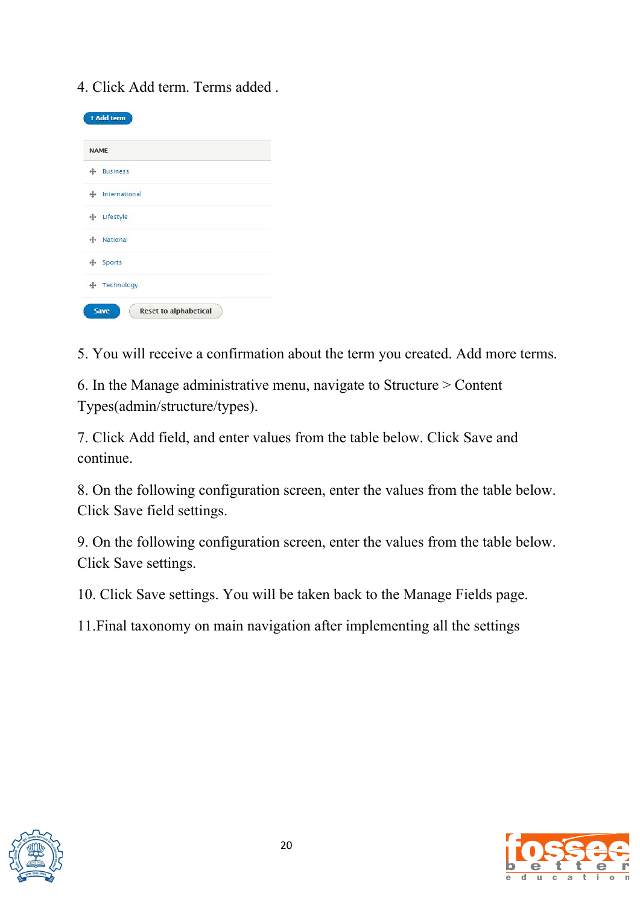4. Click Add term. Terms added .

+ Add term

| NAME |
| --- |
| Business |
| International |
| Lifestyle |
| National |
| Sports |
| Technology |

Save | Reset to alphabetical

5. You will receive a confirmation about the term you created. Add more terms.

6. In the Manage administrative menu, navigate to Structure > Content Types(admin/structure/types).

7. Click Add field, and enter values from the table below. Click Save and continue.

8. On the following configuration screen, enter the values from the table below. Click Save field settings.

9. On the following configuration screen, enter the values from the table below. Click Save settings.

10. Click Save settings. You will be taken back to the Manage Fields page.

11.Final taxonomy on main navigation after implementing all the settings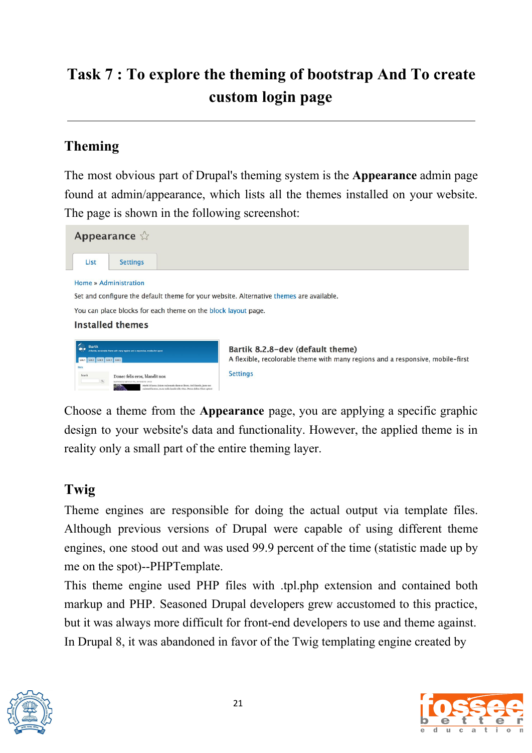# Task 7 : To explore the theming of bootstrap And To create custom login page

## Theming

The most obvious part of Drupal's theming system is the **Appearance** admin page found at admin/appearance, which lists all the themes installed on your website. The page is shown in the following screenshot:

Choose a theme from the **Appearance** page, you are applying a specific graphic design to your website's data and functionality. However, the applied theme is in reality only a small part of the entire theming layer.

## Twig

Theme engines are responsible for doing the actual output via template files. Although previous versions of Drupal were capable of using different theme engines, one stood out and was used 99.9 percent of the time (statistic made up by me on the spot)--PHPTemplate.

This theme engine used PHP files with .tpl.php extension and contained both markup and PHP. Seasoned Drupal developers grew accustomed to this practice, but it was always more difficult for front-end developers to use and theme against.

In Drupal 8, it was abandoned in favor of the Twig templating engine created by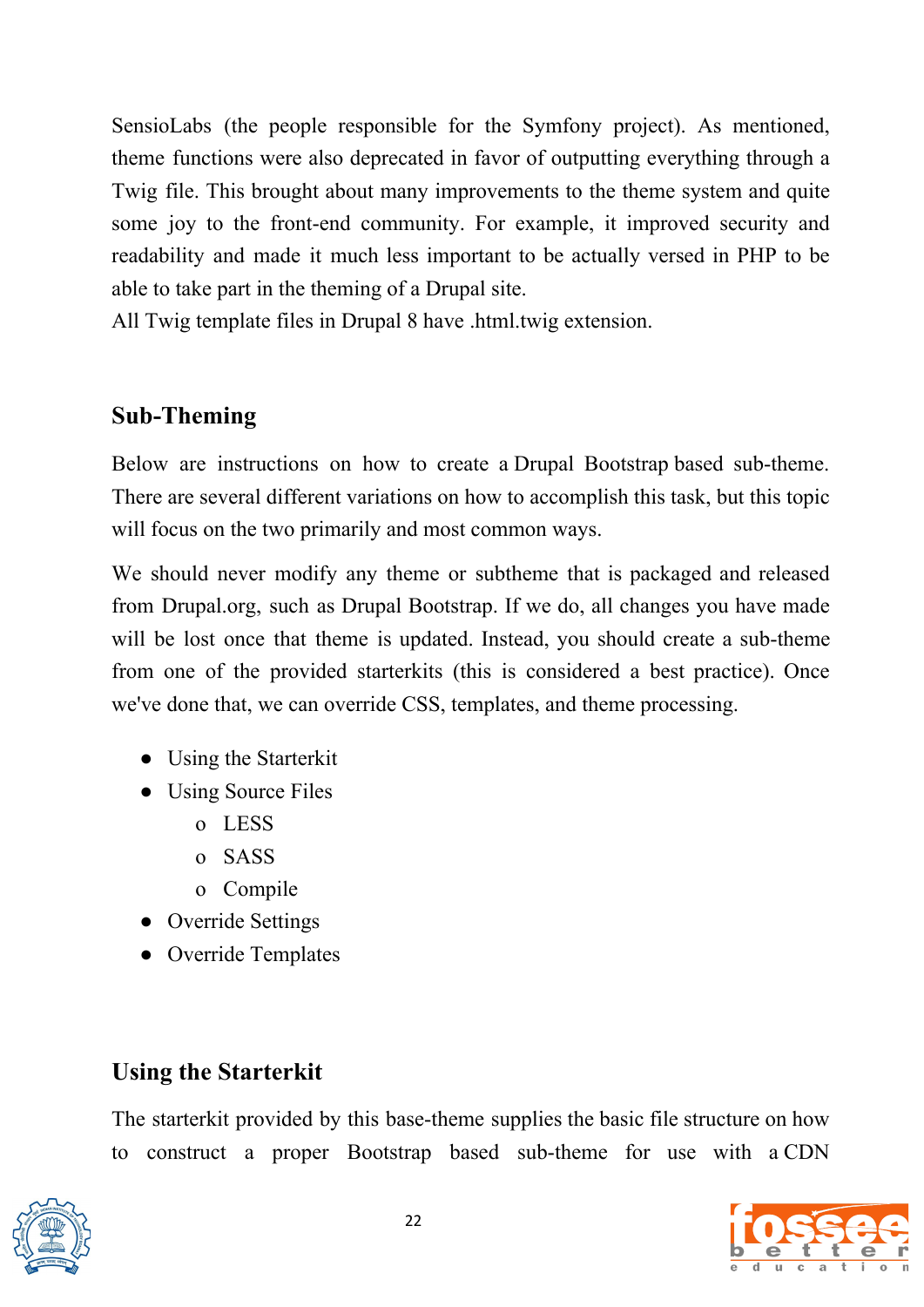SensioLabs (the people responsible for the Symfony project). As mentioned, theme functions were also deprecated in favor of outputting everything through a Twig file. This brought about many improvements to the theme system and quite some joy to the front-end community. For example, it improved security and readability and made it much less important to be actually versed in PHP to be able to take part in the theming of a Drupal site.
All Twig template files in Drupal 8 have .html.twig extension.

## Sub-Theming

Below are instructions on how to create a Drupal Bootstrap based sub-theme. There are several different variations on how to accomplish this task, but this topic will focus on the two primarily and most common ways.

We should never modify any theme or subtheme that is packaged and released from Drupal.org, such as Drupal Bootstrap. If we do, all changes you have made will be lost once that theme is updated. Instead, you should create a sub-theme from one of the provided starterkits (this is considered a best practice). Once we've done that, we can override CSS, templates, and theme processing.

- Using the Starterkit
- Using Source Files
  - LESS
  - SASS
  - Compile
- Override Settings
- Override Templates

## Using the Starterkit

The starterkit provided by this base-theme supplies the basic file structure on how to construct a proper Bootstrap based sub-theme for use with a CDN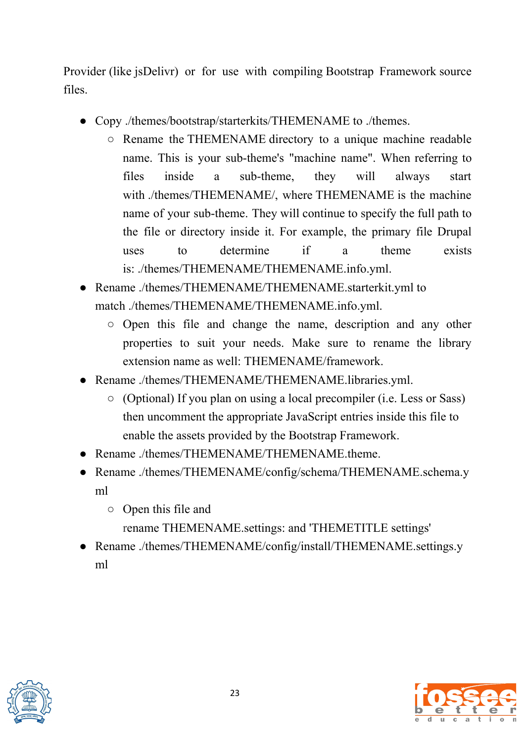Provider (like jsDelivr) or for use with compiling Bootstrap Framework source files.

- Copy ./themes/bootstrap/starterkits/THEMENAME to ./themes.
    - Rename the THEMENAME directory to a unique machine readable name. This is your sub-theme's "machine name". When referring to files inside a sub-theme, they will always start with ./themes/THEMENAME/, where THEMENAME is the machine name of your sub-theme. They will continue to specify the full path to the file or directory inside it. For example, the primary file Drupal uses to determine if a theme exists is: ./themes/THEMENAME/THEMENAME.info.yml.
- Rename ./themes/THEMENAME/THEMENAME.starterkit.yml to match ./themes/THEMENAME/THEMENAME.info.yml.
    - Open this file and change the name, description and any other properties to suit your needs. Make sure to rename the library extension name as well: THEMENAME/framework.
- Rename ./themes/THEMENAME/THEMENAME.libraries.yml.
    - (Optional) If you plan on using a local precompiler (i.e. Less or Sass) then uncomment the appropriate JavaScript entries inside this file to enable the assets provided by the Bootstrap Framework.
- Rename ./themes/THEMENAME/THEMENAME.theme.
- Rename ./themes/THEMENAME/config/schema/THEMENAME.schema.yml
    - Open this file and rename THEMENAME.settings: and 'THEMETITLE settings'
- Rename ./themes/THEMENAME/config/install/THEMENAME.settings.yml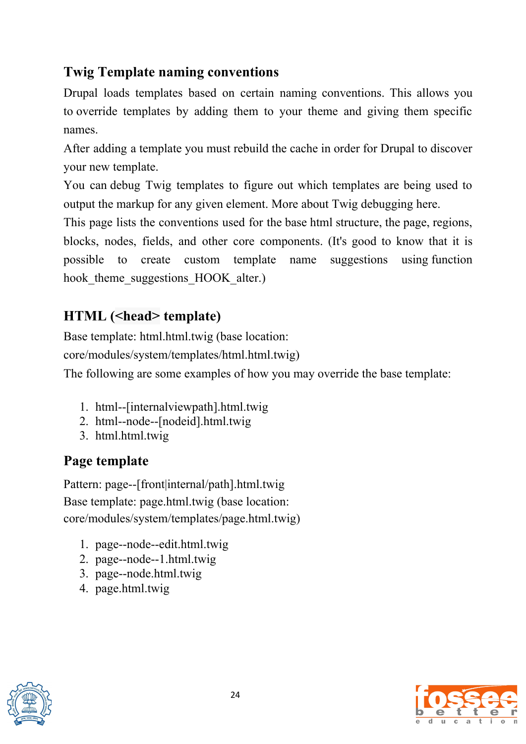## Twig Template naming conventions

Drupal loads templates based on certain naming conventions. This allows you to override templates by adding them to your theme and giving them specific names.

After adding a template you must rebuild the cache in order for Drupal to discover your new template.

You can debug Twig templates to figure out which templates are being used to output the markup for any given element. More about Twig debugging here.

This page lists the conventions used for the base html structure, the page, regions, blocks, nodes, fields, and other core components. (It's good to know that it is possible to create custom template name suggestions using function hook_theme_suggestions_HOOK_alter.)

## HTML (<head> template)

Base template: html.html.twig (base location: core/modules/system/templates/html.html.twig)

The following are some examples of how you may override the base template:

1. html--[internalviewpath].html.twig
2. html--node--[nodeid].html.twig
3. html.html.twig

## Page template

Pattern: page--[front|internal/path].html.twig
Base template: page.html.twig (base location: core/modules/system/templates/page.html.twig)

1. page--node--edit.html.twig
2. page--node--1.html.twig
3. page--node.html.twig
4. page.html.twig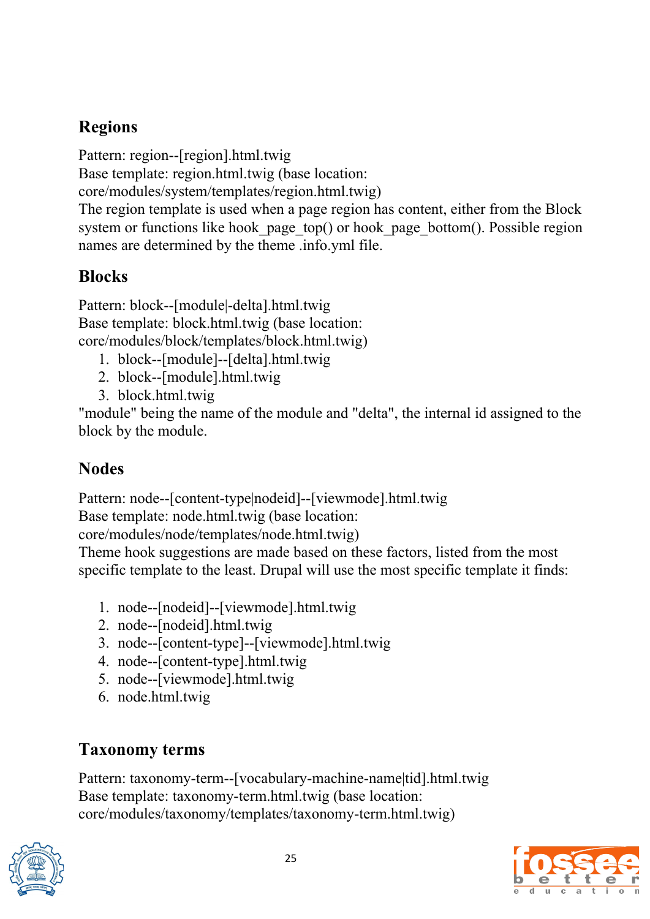## Regions

Pattern: region--[region].html.twig
Base template: region.html.twig (base location: core/modules/system/templates/region.html.twig)
The region template is used when a page region has content, either from the Block system or functions like hook_page_top() or hook_page_bottom(). Possible region names are determined by the theme .info.yml file.

## Blocks

Pattern: block--[module|-delta].html.twig
Base template: block.html.twig (base location: core/modules/block/templates/block.html.twig)

1. block--[module]--[delta].html.twig
2. block--[module].html.twig
3. block.html.twig

"module" being the name of the module and "delta", the internal id assigned to the block by the module.

## Nodes

Pattern: node--[content-type|nodeid]--[viewmode].html.twig
Base template: node.html.twig (base location: core/modules/node/templates/node.html.twig)
Theme hook suggestions are made based on these factors, listed from the most specific template to the least. Drupal will use the most specific template it finds:

1. node--[nodeid]--[viewmode].html.twig
2. node--[nodeid].html.twig
3. node--[content-type]--[viewmode].html.twig
4. node--[content-type].html.twig
5. node--[viewmode].html.twig
6. node.html.twig

## Taxonomy terms

Pattern: taxonomy-term--[vocabulary-machine-name|tid].html.twig
Base template: taxonomy-term.html.twig (base location: core/modules/taxonomy/templates/taxonomy-term.html.twig)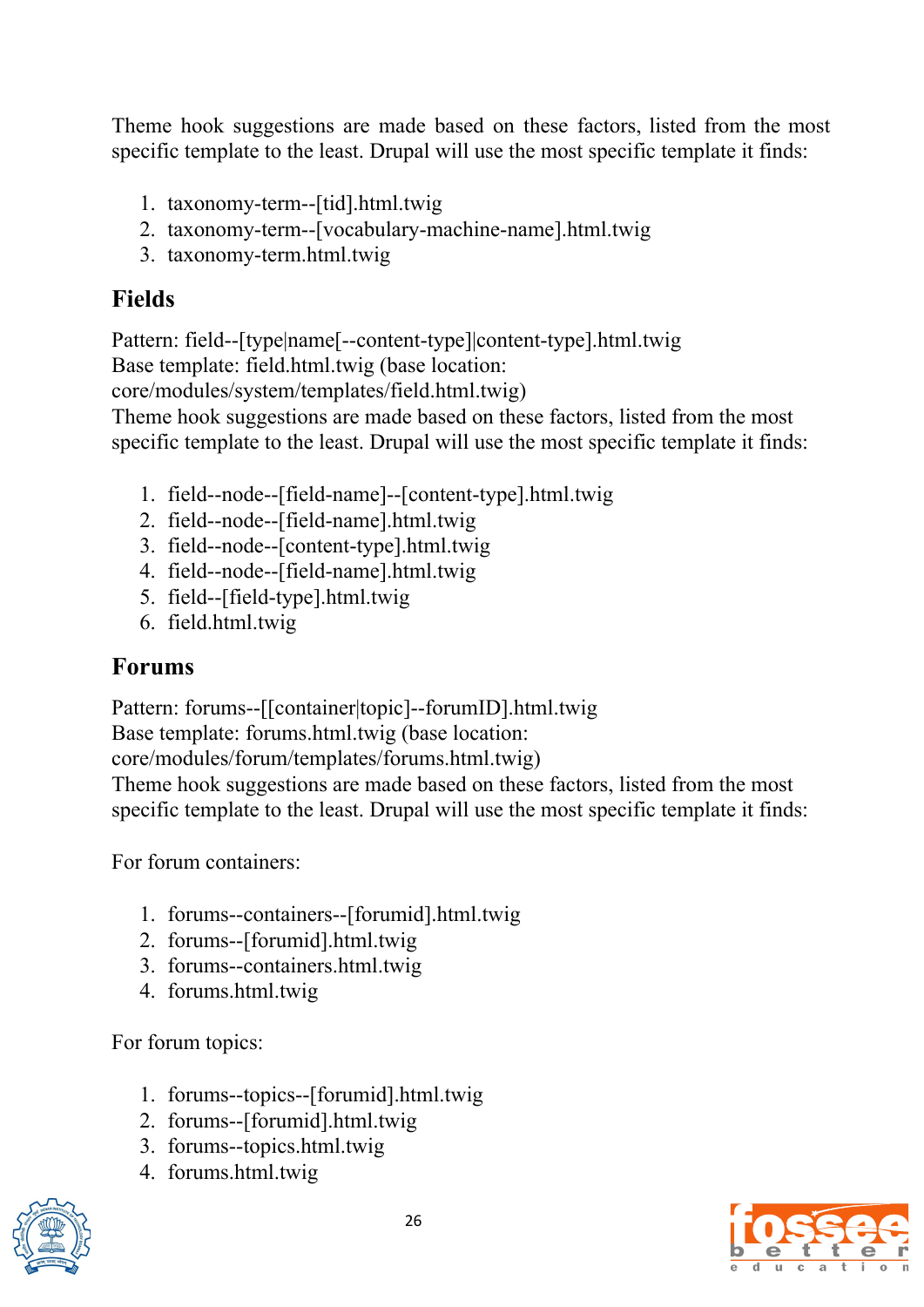Theme hook suggestions are made based on these factors, listed from the most specific template to the least. Drupal will use the most specific template it finds:

1. taxonomy-term--[tid].html.twig
2. taxonomy-term--[vocabulary-machine-name].html.twig
3. taxonomy-term.html.twig

## Fields

Pattern: field--[type|name[--content-type]|content-type].html.twig
Base template: field.html.twig (base location: core/modules/system/templates/field.html.twig)
Theme hook suggestions are made based on these factors, listed from the most specific template to the least. Drupal will use the most specific template it finds:

1. field--node--[field-name]--[content-type].html.twig
2. field--node--[field-name].html.twig
3. field--node--[content-type].html.twig
4. field--node--[field-name].html.twig
5. field--[field-type].html.twig
6. field.html.twig

## Forums

Pattern: forums--[[container|topic]--forumID].html.twig
Base template: forums.html.twig (base location: core/modules/forum/templates/forums.html.twig)
Theme hook suggestions are made based on these factors, listed from the most specific template to the least. Drupal will use the most specific template it finds:

For forum containers:

1. forums--containers--[forumid].html.twig
2. forums--[forumid].html.twig
3. forums--containers.html.twig
4. forums.html.twig

For forum topics:

1. forums--topics--[forumid].html.twig
2. forums--[forumid].html.twig
3. forums--topics.html.twig
4. forums.html.twig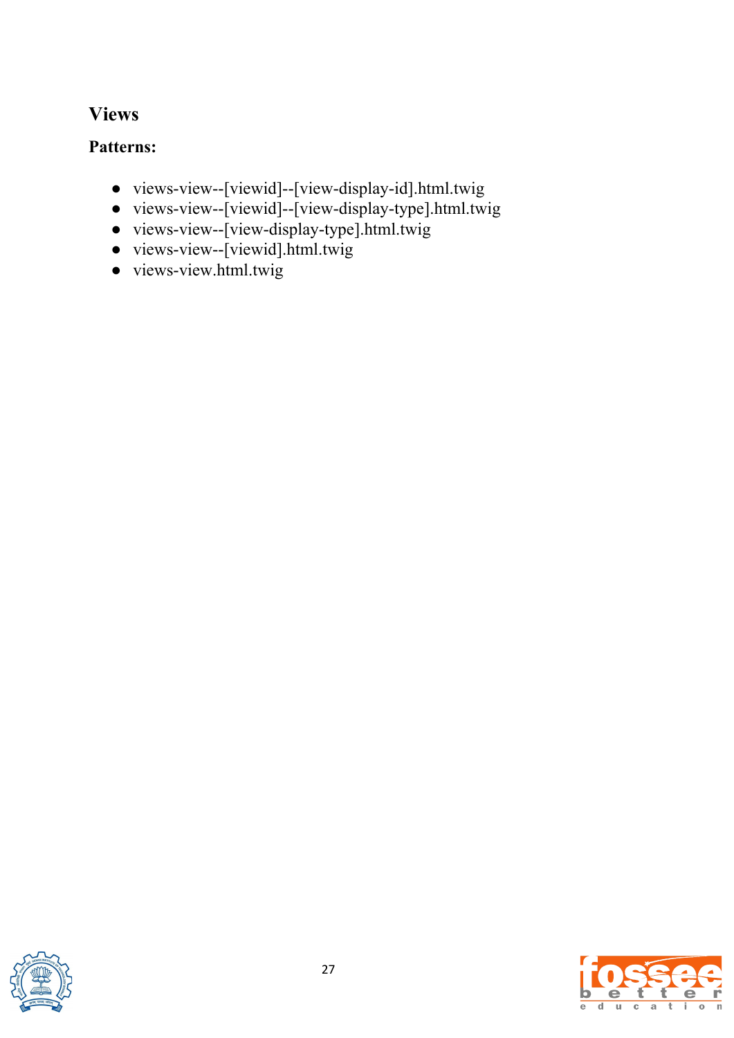## Views

### Patterns:

- views-view--[viewid]--[view-display-id].html.twig
- views-view--[viewid]--[view-display-type].html.twig
- views-view--[view-display-type].html.twig
- views-view--[viewid].html.twig
- views-view.html.twig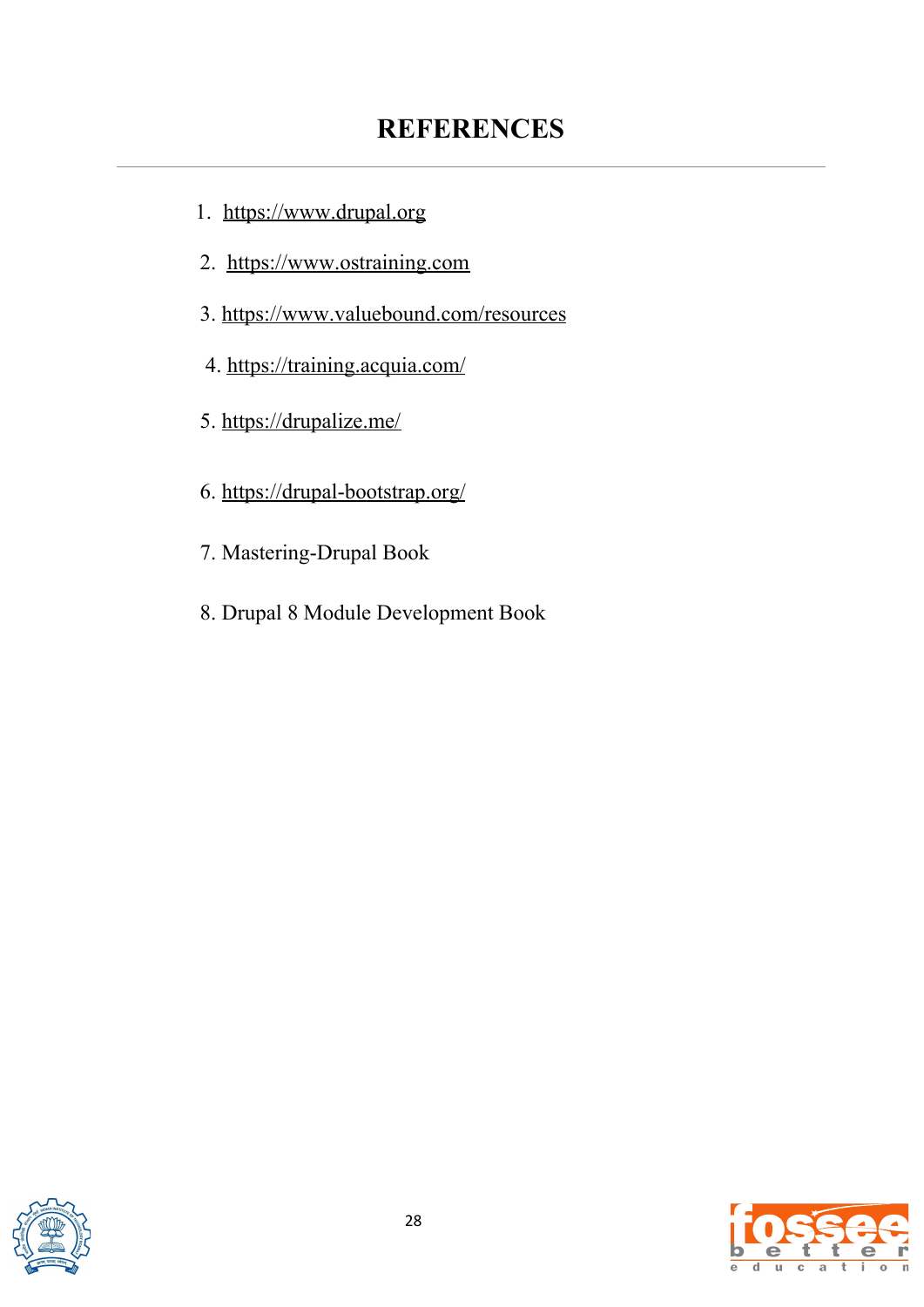# REFERENCES

1. https://www.drupal.org
2. https://www.ostraining.com
3. https://www.valuebound.com/resources
4. https://training.acquia.com/
5. https://drupalize.me/
6. https://drupal-bootstrap.org/
7. Mastering-Drupal Book
8. Drupal 8 Module Development Book